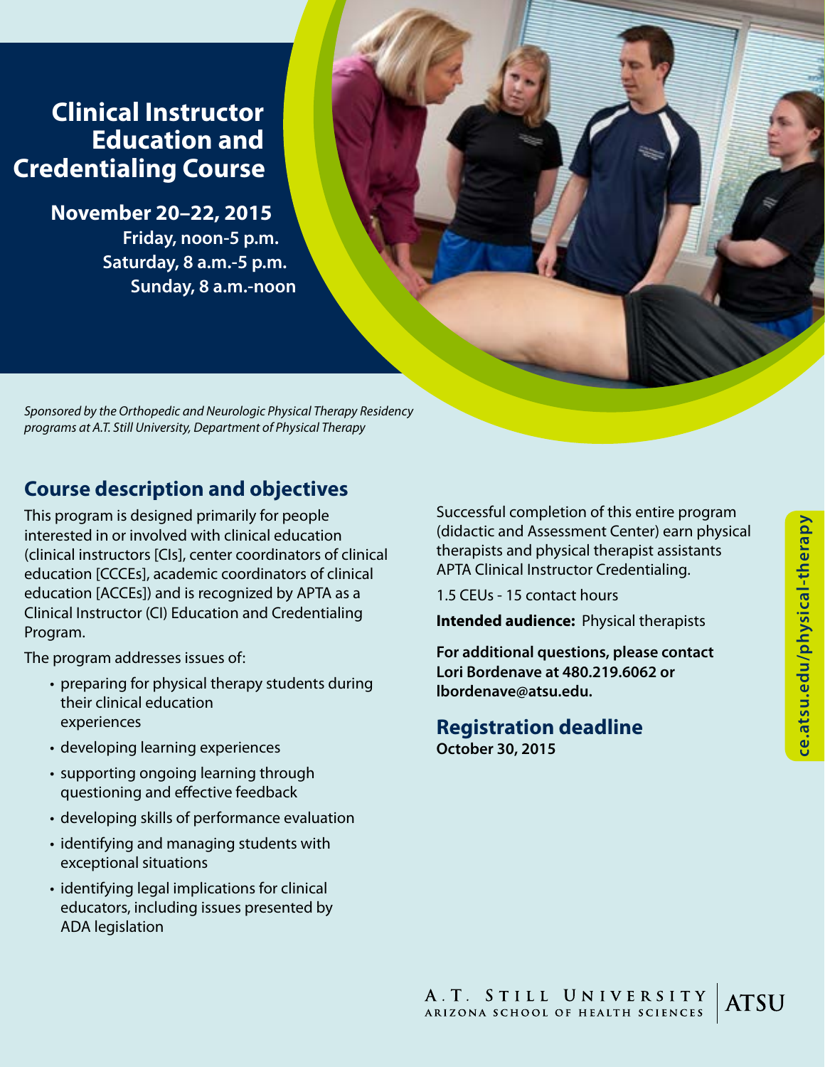# Clinical Instructor Education and Credentialing Course

**November 20–22, 2015**

**Friday, noon-5 p.m.**
**Saturday, 8 a.m.-5 p.m.**
**Sunday, 8 a.m.-noon**

*Sponsored by the Orthopedic and Neurologic Physical Therapy Residency programs at A.T. Still University, Department of Physical Therapy*

## Course description and objectives

This program is designed primarily for people interested in or involved with clinical education (clinical instructors [CIs], center coordinators of clinical education [CCCEs], academic coordinators of clinical education [ACCEs]) and is recognized by APTA as a Clinical Instructor (CI) Education and Credentialing Program.

The program addresses issues of:

- preparing for physical therapy students during their clinical education experiences
- developing learning experiences
- supporting ongoing learning through questioning and effective feedback
- developing skills of performance evaluation
- identifying and managing students with exceptional situations
- identifying legal implications for clinical educators, including issues presented by ADA legislation

Successful completion of this entire program (didactic and Assessment Center) earn physical therapists and physical therapist assistants APTA Clinical Instructor Credentialing.

1.5 CEUs - 15 contact hours

**Intended audience:** Physical therapists

**For additional questions, please contact Lori Bordenave at 480.219.6062 or lbordenave@atsu.edu.**

## Registration deadline

**October 30, 2015**

ce.atsu.edu/physical-therapy

A.T. STILL UNIVERSITY
ARIZONA SCHOOL OF HEALTH SCIENCES
ATSU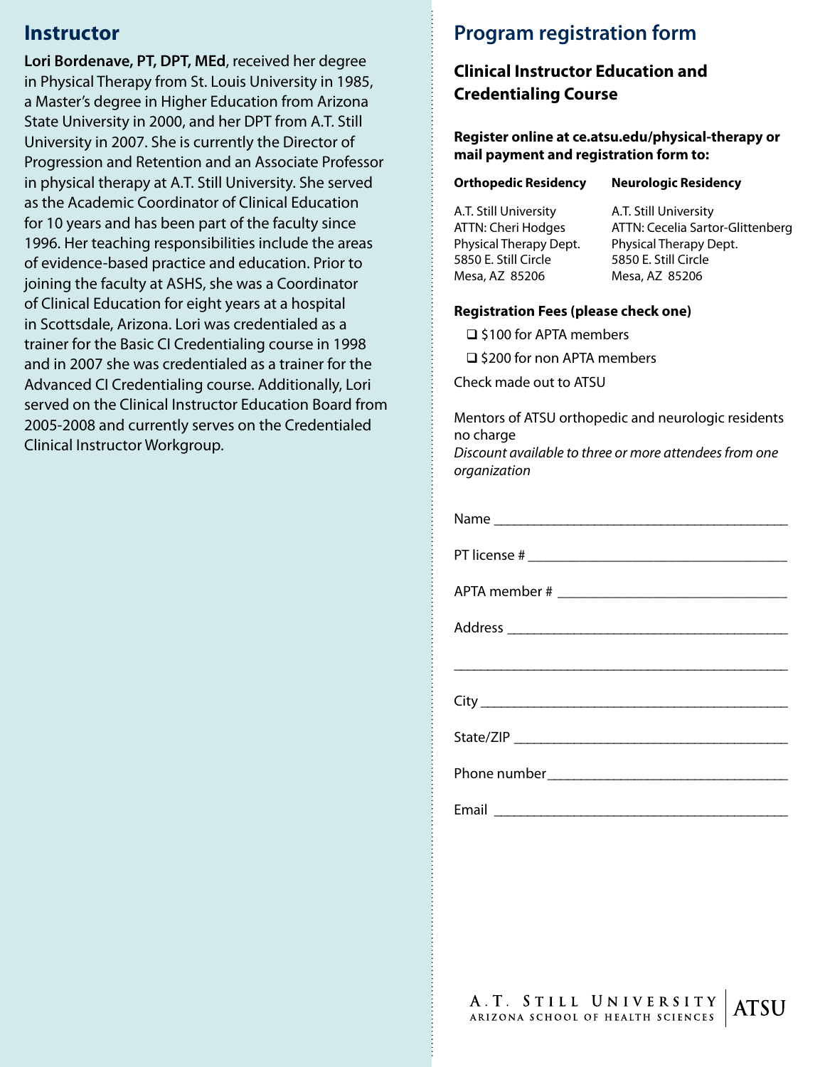## Instructor

**Lori Bordenave, PT, DPT, MEd**, received her degree in Physical Therapy from St. Louis University in 1985, a Master's degree in Higher Education from Arizona State University in 2000, and her DPT from A.T. Still University in 2007. She is currently the Director of Progression and Retention and an Associate Professor in physical therapy at A.T. Still University. She served as the Academic Coordinator of Clinical Education for 10 years and has been part of the faculty since 1996. Her teaching responsibilities include the areas of evidence-based practice and education. Prior to joining the faculty at ASHS, she was a Coordinator of Clinical Education for eight years at a hospital in Scottsdale, Arizona. Lori was credentialed as a trainer for the Basic CI Credentialing course in 1998 and in 2007 she was credentialed as a trainer for the Advanced CI Credentialing course. Additionally, Lori served on the Clinical Instructor Education Board from 2005-2008 and currently serves on the Credentialed Clinical Instructor Workgroup.

## Program registration form

### Clinical Instructor Education and Credentialing Course

**Register online at ce.atsu.edu/physical-therapy or mail payment and registration form to:**

**Orthopedic Residency**

A.T. Still University
ATTN: Cheri Hodges
Physical Therapy Dept.
5850 E. Still Circle
Mesa, AZ 85206

**Neurologic Residency**

A.T. Still University
ATTN: Cecelia Sartor-Glittenberg
Physical Therapy Dept.
5850 E. Still Circle
Mesa, AZ 85206

**Registration Fees (please check one)**

- ❑ $100 for APTA members
- ❑ $200 for non APTA members

Check made out to ATSU

Mentors of ATSU orthopedic and neurologic residents no charge
*Discount available to three or more attendees from one organization*

Name ________________________________________

PT license # ____________________________________

APTA member # _________________________________

Address ______________________________________

______________________________________________

City _________________________________________

State/ZIP ______________________________________

Phone number__________________________________

Email ________________________________________

A.T. STILL UNIVERSITY
ARIZONA SCHOOL OF HEALTH SCIENCES
ATSU